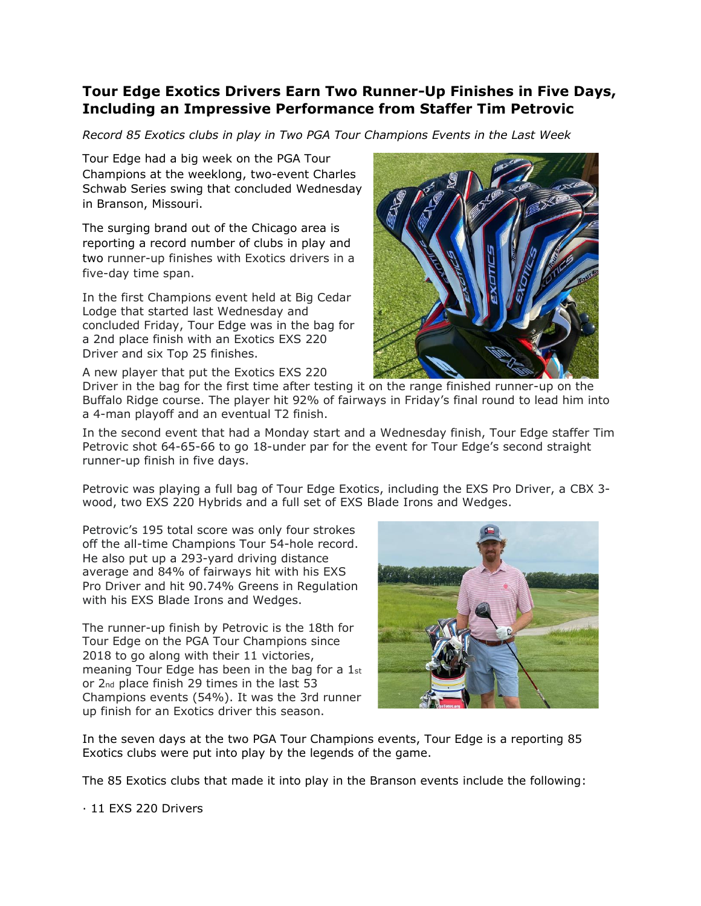## Tour Edge Exotics Drivers Earn Two Runner-Up Finishes in Five Days, Including an Impressive Performance from Staffer Tim Petrovic

*Record 85 Exotics clubs in play in Two PGA Tour Champions Events in the Last Week*

Tour Edge had a big week on the PGA Tour Champions at the weeklong, two-event Charles Schwab Series swing that concluded Wednesday in Branson, Missouri.

The surging brand out of the Chicago area is reporting a record number of clubs in play and two runner-up finishes with Exotics drivers in a five-day time span.

In the first Champions event held at Big Cedar Lodge that started last Wednesday and concluded Friday, Tour Edge was in the bag for a 2nd place finish with an Exotics EXS 220 Driver and six Top 25 finishes.

A new player that put the Exotics EXS 220 Driver in the bag for the first time after testing it on the range finished runner-up on the Buffalo Ridge course. The player hit 92% of fairways in Friday's final round to lead him into a 4-man playoff and an eventual T2 finish.

In the second event that had a Monday start and a Wednesday finish, Tour Edge staffer Tim Petrovic shot 64-65-66 to go 18-under par for the event for Tour Edge's second straight runner-up finish in five days.

Petrovic was playing a full bag of Tour Edge Exotics, including the EXS Pro Driver, a CBX 3-wood, two EXS 220 Hybrids and a full set of EXS Blade Irons and Wedges.

Petrovic's 195 total score was only four strokes off the all-time Champions Tour 54-hole record. He also put up a 293-yard driving distance average and 84% of fairways hit with his EXS Pro Driver and hit 90.74% Greens in Regulation with his EXS Blade Irons and Wedges.

The runner-up finish by Petrovic is the 18th for Tour Edge on the PGA Tour Champions since 2018 to go along with their 11 victories, meaning Tour Edge has been in the bag for a 1st or 2nd place finish 29 times in the last 53 Champions events (54%). It was the 3rd runner up finish for an Exotics driver this season.

In the seven days at the two PGA Tour Champions events, Tour Edge is a reporting 85 Exotics clubs were put into play by the legends of the game.

The 85 Exotics clubs that made it into play in the Branson events include the following:

- 11 EXS 220 Drivers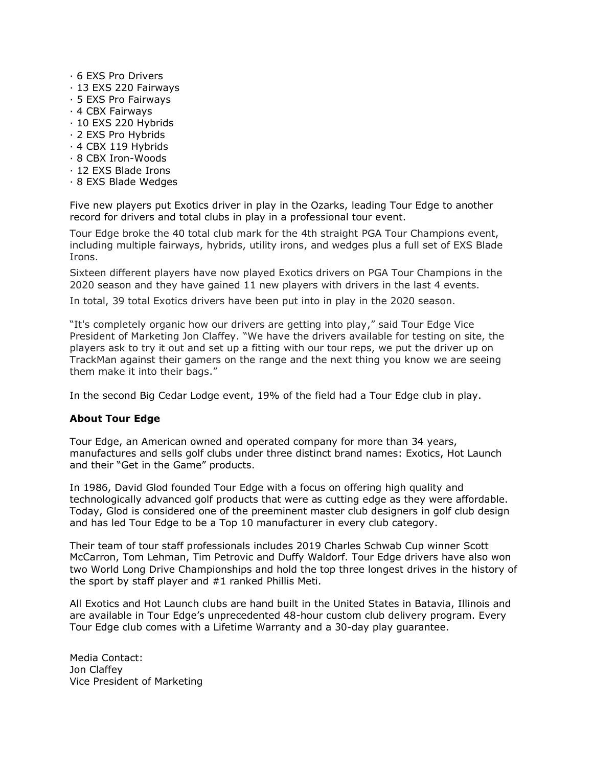- 6 EXS Pro Drivers
- 13 EXS 220 Fairways
- 5 EXS Pro Fairways
- 4 CBX Fairways
- 10 EXS 220 Hybrids
- 2 EXS Pro Hybrids
- 4 CBX 119 Hybrids
- 8 CBX Iron-Woods
- 12 EXS Blade Irons
- 8 EXS Blade Wedges

Five new players put Exotics driver in play in the Ozarks, leading Tour Edge to another record for drivers and total clubs in play in a professional tour event.

Tour Edge broke the 40 total club mark for the 4th straight PGA Tour Champions event, including multiple fairways, hybrids, utility irons, and wedges plus a full set of EXS Blade Irons.

Sixteen different players have now played Exotics drivers on PGA Tour Champions in the 2020 season and they have gained 11 new players with drivers in the last 4 events.

In total, 39 total Exotics drivers have been put into in play in the 2020 season.

"It's completely organic how our drivers are getting into play," said Tour Edge Vice President of Marketing Jon Claffey. "We have the drivers available for testing on site, the players ask to try it out and set up a fitting with our tour reps, we put the driver up on TrackMan against their gamers on the range and the next thing you know we are seeing them make it into their bags."

In the second Big Cedar Lodge event, 19% of the field had a Tour Edge club in play.

**About Tour Edge**

Tour Edge, an American owned and operated company for more than 34 years, manufactures and sells golf clubs under three distinct brand names: Exotics, Hot Launch and their "Get in the Game" products.

In 1986, David Glod founded Tour Edge with a focus on offering high quality and technologically advanced golf products that were as cutting edge as they were affordable. Today, Glod is considered one of the preeminent master club designers in golf club design and has led Tour Edge to be a Top 10 manufacturer in every club category.

Their team of tour staff professionals includes 2019 Charles Schwab Cup winner Scott McCarron, Tom Lehman, Tim Petrovic and Duffy Waldorf. Tour Edge drivers have also won two World Long Drive Championships and hold the top three longest drives in the history of the sport by staff player and #1 ranked Phillis Meti.

All Exotics and Hot Launch clubs are hand built in the United States in Batavia, Illinois and are available in Tour Edge's unprecedented 48-hour custom club delivery program. Every Tour Edge club comes with a Lifetime Warranty and a 30-day play guarantee.

Media Contact:
Jon Claffey
Vice President of Marketing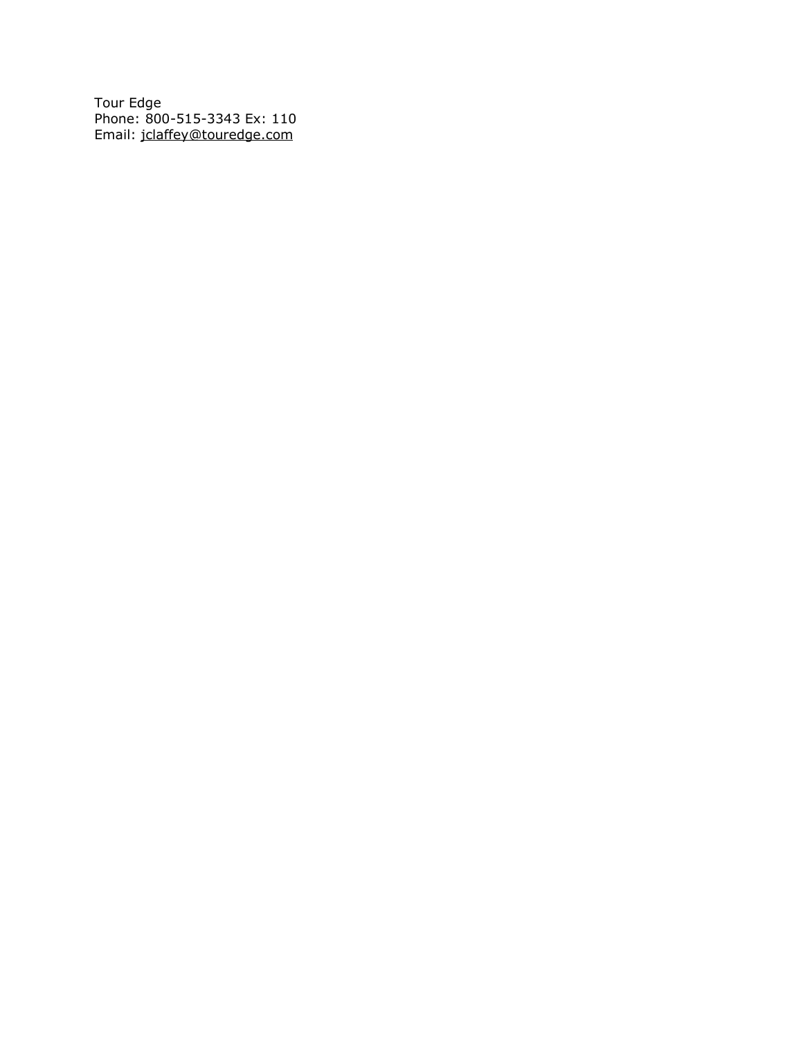Tour Edge
Phone: 800-515-3343 Ex: 110
Email: jclaffey@touredge.com